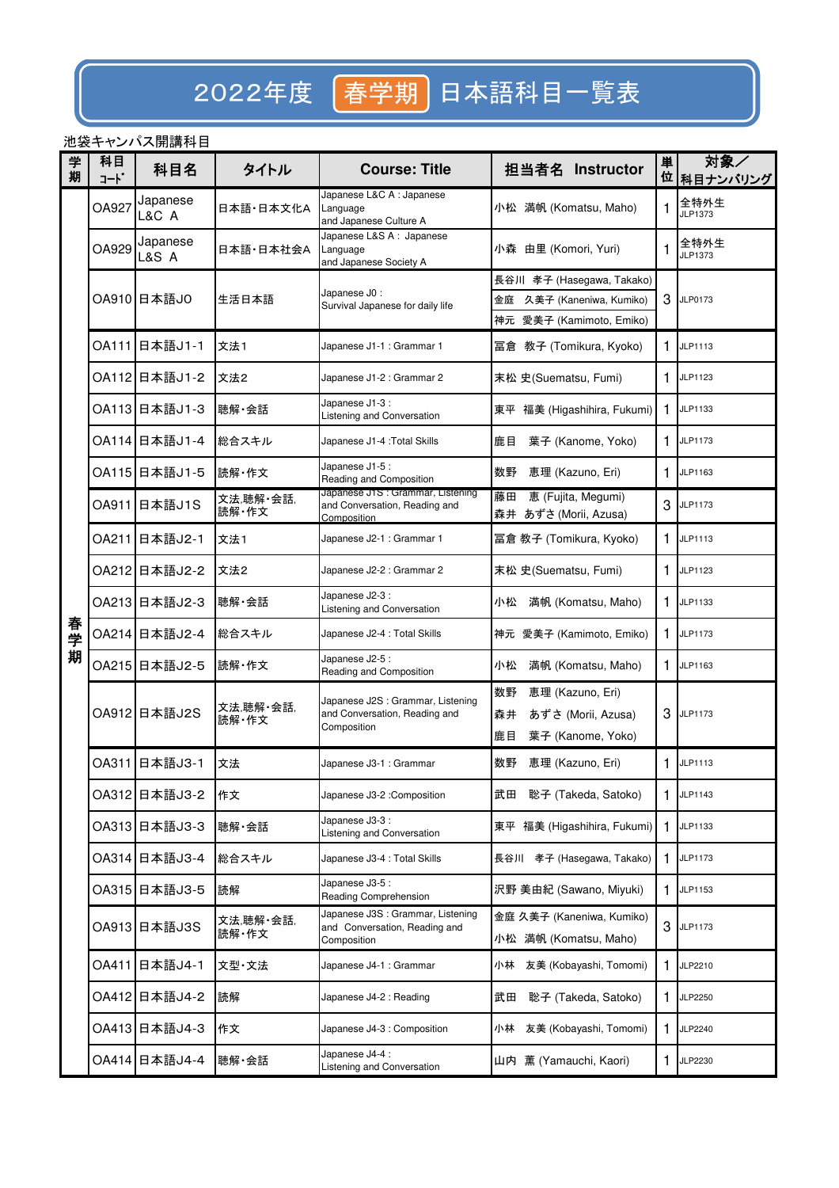# 2022年度 春学期 日本語科目一覧表

池袋キャンパス開講科目

| 学期 | 科目コード | 科目名 | タイトル | Course: Title | 担当者名 Instructor | 単位 | 対象／科目ナンバリング |
|---|---|---|---|---|---|---|---|
| 春学期 | OA927 | Japanese L&C A | 日本語・日本文化A | Japanese L&C A : Japanese Language and Japanese Culture A | 小松 満帆 (Komatsu, Maho) | 1 | 全特外生 JLP1373 |
| | OA929 | Japanese L&S A | 日本語・日本社会A | Japanese L&S A : Japanese Language and Japanese Society A | 小森 由里 (Komori, Yuri) | 1 | 全特外生 JLP1373 |
| | OA910 | 日本語J0 | 生活日本語 | Japanese J0 : Survival Japanese for daily life | 長谷川 孝子 (Hasegawa, Takako) 金庭 久美子 (Kaneniwa, Kumiko) 神元 愛美子 (Kamimoto, Emiko) | 3 | JLP0173 |
| | OA111 | 日本語J1-1 | 文法1 | Japanese J1-1 : Grammar 1 | 冨倉 教子 (Tomikura, Kyoko) | 1 | JLP1113 |
| | OA112 | 日本語J1-2 | 文法2 | Japanese J1-2 : Grammar 2 | 末松 史(Suematsu, Fumi) | 1 | JLP1123 |
| | OA113 | 日本語J1-3 | 聴解・会話 | Japanese J1-3 : Listening and Conversation | 東平 福美 (Higashihira, Fukumi) | 1 | JLP1133 |
| | OA114 | 日本語J1-4 | 総合スキル | Japanese J1-4 :Total Skills | 鹿目 葉子 (Kanome, Yoko) | 1 | JLP1173 |
| | OA115 | 日本語J1-5 | 読解・作文 | Japanese J1-5 : Reading and Composition | 数野 恵理 (Kazuno, Eri) | 1 | JLP1163 |
| | OA911 | 日本語J1S | 文法,聴解・会話,読解・作文 | Japanese J1S : Grammar, Listening and Conversation, Reading and Composition | 藤田 恵 (Fujita, Megumi) 森井 あずさ (Morii, Azusa) | 3 | JLP1173 |
| | OA211 | 日本語J2-1 | 文法1 | Japanese J2-1 : Grammar 1 | 冨倉 教子 (Tomikura, Kyoko) | 1 | JLP1113 |
| | OA212 | 日本語J2-2 | 文法2 | Japanese J2-2 : Grammar 2 | 末松 史(Suematsu, Fumi) | 1 | JLP1123 |
| | OA213 | 日本語J2-3 | 聴解・会話 | Japanese J2-3 : Listening and Conversation | 小松 満帆 (Komatsu, Maho) | 1 | JLP1133 |
| | OA214 | 日本語J2-4 | 総合スキル | Japanese J2-4 : Total Skills | 神元 愛美子 (Kamimoto, Emiko) | 1 | JLP1173 |
| | OA215 | 日本語J2-5 | 読解・作文 | Japanese J2-5 : Reading and Composition | 小松 満帆 (Komatsu, Maho) | 1 | JLP1163 |
| | OA912 | 日本語J2S | 文法,聴解・会話,読解・作文 | Japanese J2S : Grammar, Listening and Conversation, Reading and Composition | 数野 恵理 (Kazuno, Eri) 森井 あずさ (Morii, Azusa) 鹿目 葉子 (Kanome, Yoko) | 3 | JLP1173 |
| | OA311 | 日本語J3-1 | 文法 | Japanese J3-1 : Grammar | 数野 恵理 (Kazuno, Eri) | 1 | JLP1113 |
| | OA312 | 日本語J3-2 | 作文 | Japanese J3-2 :Composition | 武田 聡子 (Takeda, Satoko) | 1 | JLP1143 |
| | OA313 | 日本語J3-3 | 聴解・会話 | Japanese J3-3 : Listening and Conversation | 東平 福美 (Higashihira, Fukumi) | 1 | JLP1133 |
| | OA314 | 日本語J3-4 | 総合スキル | Japanese J3-4 : Total Skills | 長谷川 孝子 (Hasegawa, Takako) | 1 | JLP1173 |
| | OA315 | 日本語J3-5 | 読解 | Japanese J3-5 : Reading Comprehension | 沢野 美由紀 (Sawano, Miyuki) | 1 | JLP1153 |
| | OA913 | 日本語J3S | 文法,聴解・会話,読解・作文 | Japanese J3S : Grammar, Listening and Conversation, Reading and Composition | 金庭 久美子 (Kaneniwa, Kumiko) 小松 満帆 (Komatsu, Maho) | 3 | JLP1173 |
| | OA411 | 日本語J4-1 | 文型・文法 | Japanese J4-1 : Grammar | 小林 友美 (Kobayashi, Tomomi) | 1 | JLP2210 |
| | OA412 | 日本語J4-2 | 読解 | Japanese J4-2 : Reading | 武田 聡子 (Takeda, Satoko) | 1 | JLP2250 |
| | OA413 | 日本語J4-3 | 作文 | Japanese J4-3 : Composition | 小林 友美 (Kobayashi, Tomomi) | 1 | JLP2240 |
| | OA414 | 日本語J4-4 | 聴解・会話 | Japanese J4-4 : Listening and Conversation | 山内 薫 (Yamauchi, Kaori) | 1 | JLP2230 |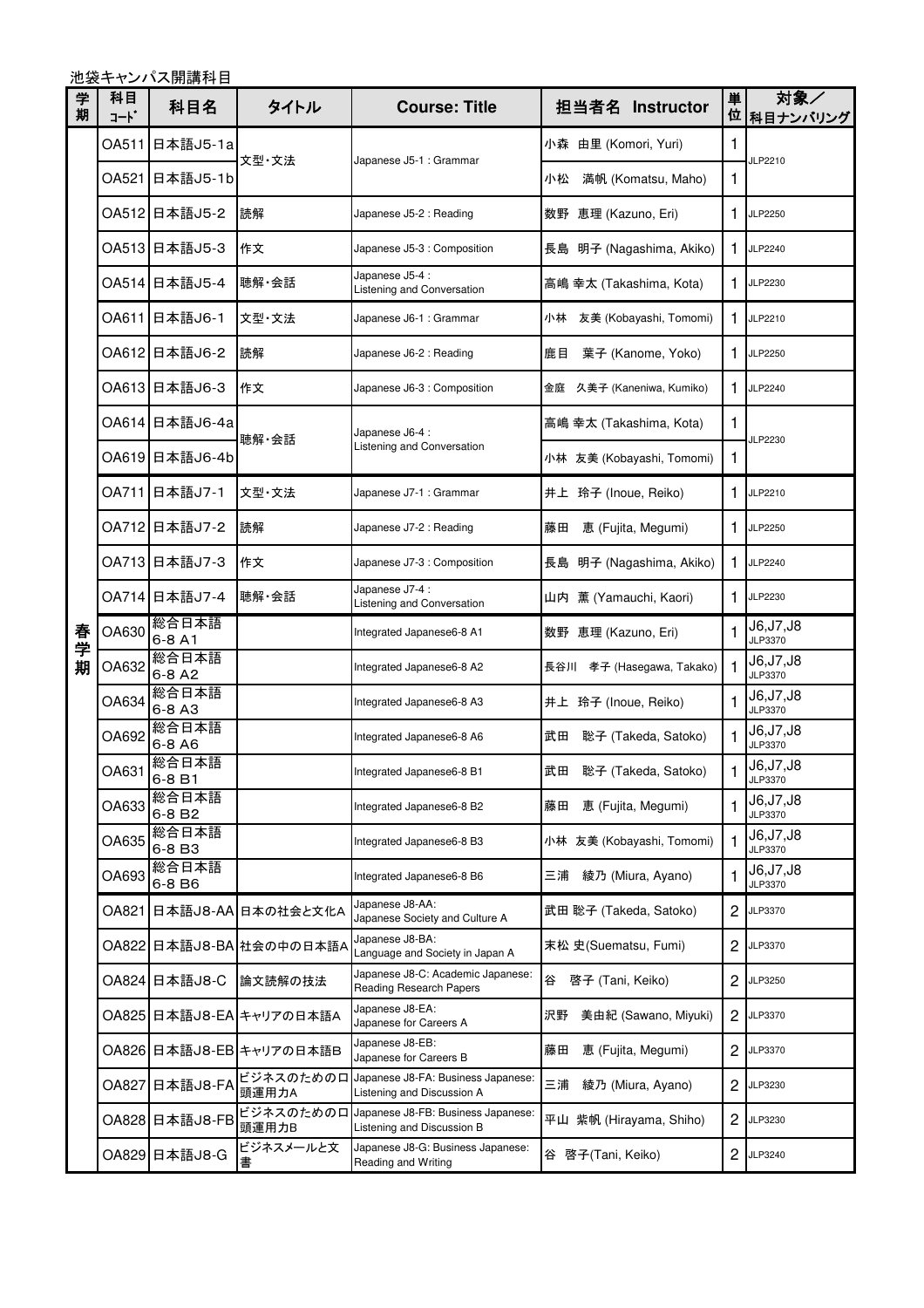池袋キャンパス開講科目

| 学期 | 科目コード | 科目名 | タイトル | Course: Title | 担当者名 Instructor | 単位 | 対象／科目ナンバリング |
|---|---|---|---|---|---|---|---|
| 春学期 | OA511 | 日本語J5-1a | 文型・文法 | Japanese J5-1 : Grammar | 小森 由里 (Komori, Yuri) | 1 | JLP2210 |
| | OA521 | 日本語J5-1b | | | 小松 満帆 (Komatsu, Maho) | 1 | |
| | OA512 | 日本語J5-2 | 読解 | Japanese J5-2 : Reading | 数野 恵理 (Kazuno, Eri) | 1 | JLP2250 |
| | OA513 | 日本語J5-3 | 作文 | Japanese J5-3 : Composition | 長島 明子 (Nagashima, Akiko) | 1 | JLP2240 |
| | OA514 | 日本語J5-4 | 聴解・会話 | Japanese J5-4 : Listening and Conversation | 高嶋 幸太 (Takashima, Kota) | 1 | JLP2230 |
| | OA611 | 日本語J6-1 | 文型・文法 | Japanese J6-1 : Grammar | 小林 友美 (Kobayashi, Tomomi) | 1 | JLP2210 |
| | OA612 | 日本語J6-2 | 読解 | Japanese J6-2 : Reading | 鹿目 葉子 (Kanome, Yoko) | 1 | JLP2250 |
| | OA613 | 日本語J6-3 | 作文 | Japanese J6-3 : Composition | 金庭 久美子 (Kaneniwa, Kumiko) | 1 | JLP2240 |
| | OA614 | 日本語J6-4a | 聴解・会話 | Japanese J6-4 : Listening and Conversation | 高嶋 幸太 (Takashima, Kota) | 1 | JLP2230 |
| | OA619 | 日本語J6-4b | | | 小林 友美 (Kobayashi, Tomomi) | 1 | |
| | OA711 | 日本語J7-1 | 文型・文法 | Japanese J7-1 : Grammar | 井上 玲子 (Inoue, Reiko) | 1 | JLP2210 |
| | OA712 | 日本語J7-2 | 読解 | Japanese J7-2 : Reading | 藤田 恵 (Fujita, Megumi) | 1 | JLP2250 |
| | OA713 | 日本語J7-3 | 作文 | Japanese J7-3 : Composition | 長島 明子 (Nagashima, Akiko) | 1 | JLP2240 |
| | OA714 | 日本語J7-4 | 聴解・会話 | Japanese J7-4 : Listening and Conversation | 山内 薫 (Yamauchi, Kaori) | 1 | JLP2230 |
| | OA630 | 総合日本語6-8 A1 | | Integrated Japanese6-8 A1 | 数野 恵理 (Kazuno, Eri) | 1 | J6,J7,J8 JLP3370 |
| | OA632 | 総合日本語6-8 A2 | | Integrated Japanese6-8 A2 | 長谷川 孝子 (Hasegawa, Takako) | 1 | J6,J7,J8 JLP3370 |
| | OA634 | 総合日本語6-8 A3 | | Integrated Japanese6-8 A3 | 井上 玲子 (Inoue, Reiko) | 1 | J6,J7,J8 JLP3370 |
| | OA692 | 総合日本語6-8 A6 | | Integrated Japanese6-8 A6 | 武田 聡子 (Takeda, Satoko) | 1 | J6,J7,J8 JLP3370 |
| | OA631 | 総合日本語6-8 B1 | | Integrated Japanese6-8 B1 | 武田 聡子 (Takeda, Satoko) | 1 | J6,J7,J8 JLP3370 |
| | OA633 | 総合日本語6-8 B2 | | Integrated Japanese6-8 B2 | 藤田 恵 (Fujita, Megumi) | 1 | J6,J7,J8 JLP3370 |
| | OA635 | 総合日本語6-8 B3 | | Integrated Japanese6-8 B3 | 小林 友美 (Kobayashi, Tomomi) | 1 | J6,J7,J8 JLP3370 |
| | OA693 | 総合日本語6-8 B6 | | Integrated Japanese6-8 B6 | 三浦 綾乃 (Miura, Ayano) | 1 | J6,J7,J8 JLP3370 |
| | OA821 | 日本語J8-AA | 日本の社会と文化A | Japanese J8-AA: Japanese Society and Culture A | 武田 聡子 (Takeda, Satoko) | 2 | JLP3370 |
| | OA822 | 日本語J8-BA | 社会の中の日本語A | Japanese J8-BA: Language and Society in Japan A | 末松 史(Suematsu, Fumi) | 2 | JLP3370 |
| | OA824 | 日本語J8-C | 論文読解の技法 | Japanese J8-C: Academic Japanese: Reading Research Papers | 谷 啓子 (Tani, Keiko) | 2 | JLP3250 |
| | OA825 | 日本語J8-EA | キャリアの日本語A | Japanese J8-EA: Japanese for Careers A | 沢野 美由紀 (Sawano, Miyuki) | 2 | JLP3370 |
| | OA826 | 日本語J8-EB | キャリアの日本語B | Japanese J8-EB: Japanese for Careers B | 藤田 恵 (Fujita, Megumi) | 2 | JLP3370 |
| | OA827 | 日本語J8-FA | ビジネスのための口頭運用力A | Japanese J8-FA: Business Japanese: Listening and Discussion A | 三浦 綾乃 (Miura, Ayano) | 2 | JLP3230 |
| | OA828 | 日本語J8-FB | ビジネスのための口頭運用力B | Japanese J8-FB: Business Japanese: Listening and Discussion B | 平山 紫帆 (Hirayama, Shiho) | 2 | JLP3230 |
| | OA829 | 日本語J8-G | ビジネスメールと文書 | Japanese J8-G: Business Japanese: Reading and Writing | 谷 啓子(Tani, Keiko) | 2 | JLP3240 |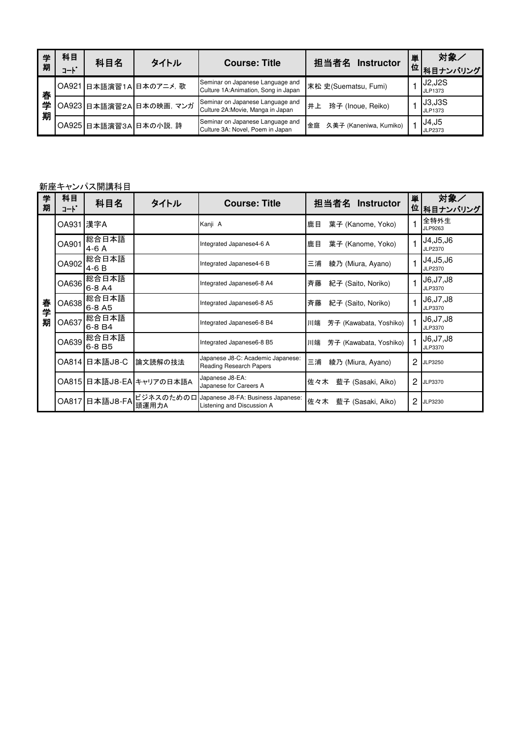| 学期 | 科目コード | 科目名 | タイトル | Course: Title | 担当者名 Instructor | 単位 | 対象／科目ナンバリング |
|---|---|---|---|---|---|---|---|
| 春学期 | OA921 | 日本語演習1A | 日本のアニメ，歌 | Seminar on Japanese Language and Culture 1A:Animation, Song in Japan | 末松 史(Suematsu, Fumi) | 1 | J2,J2S JLP1373 |
| | OA923 | 日本語演習2A | 日本の映画，マンガ | Seminar on Japanese Language and Culture 2A:Movie, Manga in Japan | 井上　玲子 (Inoue, Reiko) | 1 | J3,J3S JLP1373 |
| | OA925 | 日本語演習3A | 日本の小説，詩 | Seminar on Japanese Language and Culture 3A: Novel, Poem in Japan | 金庭　久美子 (Kaneniwa, Kumiko) | 1 | J4,J5 JLP2373 |

新座キャンパス開講科目

| 学期 | 科目コード | 科目名 | タイトル | Course: Title | 担当者名 Instructor | 単位 | 対象／科目ナンバリング |
|---|---|---|---|---|---|---|---|
| 春学期 | OA931 | 漢字A | | Kanji A | 鹿目　葉子 (Kanome, Yoko) | 1 | 全特外生 JLP9263 |
| | OA901 | 総合日本語4-6 A | | Integrated Japanese4-6 A | 鹿目　葉子 (Kanome, Yoko) | 1 | J4,J5,J6 JLP2370 |
| | OA902 | 総合日本語4-6 B | | Integrated Japanese4-6 B | 三浦　綾乃 (Miura, Ayano) | 1 | J4,J5,J6 JLP2370 |
| | OA636 | 総合日本語6-8 A4 | | Integrated Japanese6-8 A4 | 斉藤　紀子 (Saito, Noriko) | 1 | J6,J7,J8 JLP3370 |
| | OA638 | 総合日本語6-8 A5 | | Integrated Japanese6-8 A5 | 斉藤　紀子 (Saito, Noriko) | 1 | J6,J7,J8 JLP3370 |
| | OA637 | 総合日本語6-8 B4 | | Integrated Japanese6-8 B4 | 川端　芳子 (Kawabata, Yoshiko) | 1 | J6,J7,J8 JLP3370 |
| | OA639 | 総合日本語6-8 B5 | | Integrated Japanese6-8 B5 | 川端　芳子 (Kawabata, Yoshiko) | 1 | J6,J7,J8 JLP3370 |
| | OA814 | 日本語J8-C | 論文読解の技法 | Japanese J8-C: Academic Japanese: Reading Research Papers | 三浦　綾乃 (Miura, Ayano) | 2 | JLP3250 |
| | OA815 | 日本語J8-EA | キャリアの日本語A | Japanese J8-EA: Japanese for Careers A | 佐々木　藍子 (Sasaki, Aiko) | 2 | JLP3370 |
| | OA817 | 日本語J8-FA | ビジネスのための口頭運用力A | Japanese J8-FA: Business Japanese: Listening and Discussion A | 佐々木　藍子 (Sasaki, Aiko) | 2 | JLP3230 |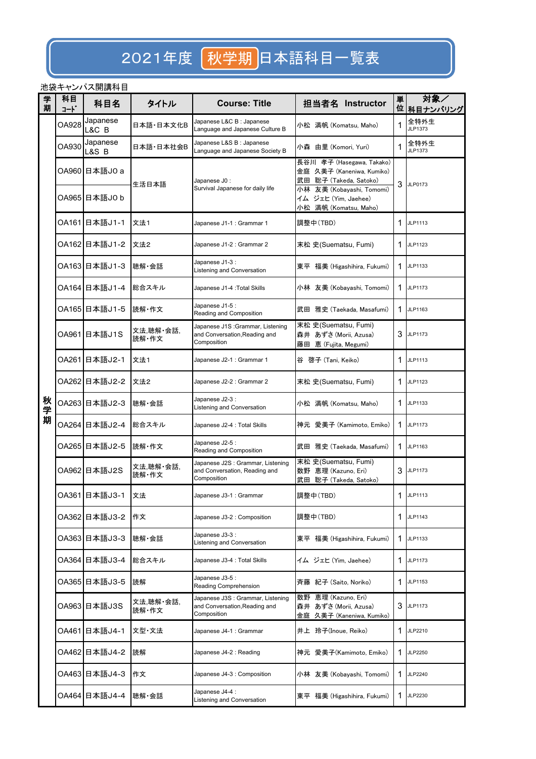# 2021年度 秋学期 日本語科目一覧表

池袋キャンパス開講科目

| 学期 | 科目コード | 科目名 | タイトル | Course: Title | 担当者名 Instructor | 単位 | 対象／科目ナンバリング |
|---|---|---|---|---|---|---|---|
| 秋学期 | OA928 | Japanese L&C B | 日本語・日本文化B | Japanese L&C B : Japanese Language and Japanese Culture B | 小松 満帆 (Komatsu, Maho) | 1 | 全特外生 JLP1373 |
| | OA930 | Japanese L&S B | 日本語・日本社会B | Japanese L&S B : Japanese Language and Japanese Society B | 小森 由里 (Komori, Yuri) | 1 | 全特外生 JLP1373 |
| | OA960 | 日本語J0 a | 生活日本語 | Japanese J0 : Survival Japanese for daily life | 長谷川 孝子 (Hasegawa, Takako) 金庭 久美子 (Kaneniwa, Kumiko) 武田 聡子 (Takeda, Satoko) | 3 | JLP0173 |
| | OA965 | 日本語J0 b | | | 小林 友美 (Kobayashi, Tomomi) イム ジェヒ (Yim, Jaehee) 小松 満帆 (Komatsu, Maho) | | |
| | OA161 | 日本語J1-1 | 文法1 | Japanese J1-1 : Grammar 1 | 調整中(TBD) | 1 | JLP1113 |
| | OA162 | 日本語J1-2 | 文法2 | Japanese J1-2 : Grammar 2 | 末松 史(Suematsu, Fumi) | 1 | JLP1123 |
| | OA163 | 日本語J1-3 | 聴解・会話 | Japanese J1-3 : Listening and Conversation | 東平 福美 (Higashihira, Fukumi) | 1 | JLP1133 |
| | OA164 | 日本語J1-4 | 総合スキル | Japanese J1-4 :Total Skills | 小林 友美 (Kobayashi, Tomomi) | 1 | JLP1173 |
| | OA165 | 日本語J1-5 | 読解・作文 | Japanese J1-5 : Reading and Composition | 武田 雅史 (Taekada, Masafumi) | 1 | JLP1163 |
| | OA961 | 日本語J1S | 文法,聴解・会話,読解・作文 | Japanese J1S :Grammar, Listening and Conversation,Reading and Composition | 末松 史(Suematsu, Fumi) 森井 あずさ (Morii, Azusa) 藤田 恵 (Fujita, Megumi) | 3 | JLP1173 |
| | OA261 | 日本語J2-1 | 文法1 | Japanese J2-1 : Grammar 1 | 谷 啓子 (Tani, Keiko) | 1 | JLP1113 |
| | OA262 | 日本語J2-2 | 文法2 | Japanese J2-2 : Grammar 2 | 末松 史(Suematsu, Fumi) | 1 | JLP1123 |
| | OA263 | 日本語J2-3 | 聴解・会話 | Japanese J2-3 : Listening and Conversation | 小松 満帆 (Komatsu, Maho) | 1 | JLP1133 |
| | OA264 | 日本語J2-4 | 総合スキル | Japanese J2-4 : Total Skills | 神元 愛美子 (Kamimoto, Emiko) | 1 | JLP1173 |
| | OA265 | 日本語J2-5 | 読解・作文 | Japanese J2-5 : Reading and Composition | 武田 雅史 (Taekada, Masafumi) | 1 | JLP1163 |
| | OA962 | 日本語J2S | 文法,聴解・会話,読解・作文 | Japanese J2S : Grammar, Listening and Conversation, Reading and Composition | 末松 史(Suematsu, Fumi) 数野 恵理 (Kazuno, Eri) 武田 聡子 (Takeda, Satoko) | 3 | JLP1173 |
| | OA361 | 日本語J3-1 | 文法 | Japanese J3-1 : Grammar | 調整中(TBD) | 1 | JLP1113 |
| | OA362 | 日本語J3-2 | 作文 | Japanese J3-2 : Composition | 調整中(TBD) | 1 | JLP1143 |
| | OA363 | 日本語J3-3 | 聴解・会話 | Japanese J3-3 : Listening and Conversation | 東平 福美 (Higashihira, Fukumi) | 1 | JLP1133 |
| | OA364 | 日本語J3-4 | 総合スキル | Japanese J3-4 : Total Skills | イム ジェヒ (Yim, Jaehee) | 1 | JLP1173 |
| | OA365 | 日本語J3-5 | 読解 | Japanese J3-5 : Reading Comprehension | 斉藤 紀子 (Saito, Noriko) | 1 | JLP1153 |
| | OA963 | 日本語J3S | 文法,聴解・会話,読解・作文 | Japanese J3S : Grammar, Listening and Conversation,Reading and Composition | 数野 恵理 (Kazuno, Eri) 森井 あずさ (Morii, Azusa) 金庭 久美子 (Kaneniwa, Kumiko) | 3 | JLP1173 |
| | OA461 | 日本語J4-1 | 文型・文法 | Japanese J4-1 : Grammar | 井上 玲子(Inoue, Reiko) | 1 | JLP2210 |
| | OA462 | 日本語J4-2 | 読解 | Japanese J4-2 : Reading | 神元 愛美子(Kamimoto, Emiko) | 1 | JLP2250 |
| | OA463 | 日本語J4-3 | 作文 | Japanese J4-3 : Composition | 小林 友美 (Kobayashi, Tomomi) | 1 | JLP2240 |
| | OA464 | 日本語J4-4 | 聴解・会話 | Japanese J4-4 : Listening and Conversation | 東平 福美 (Higashihira, Fukumi) | 1 | JLP2230 |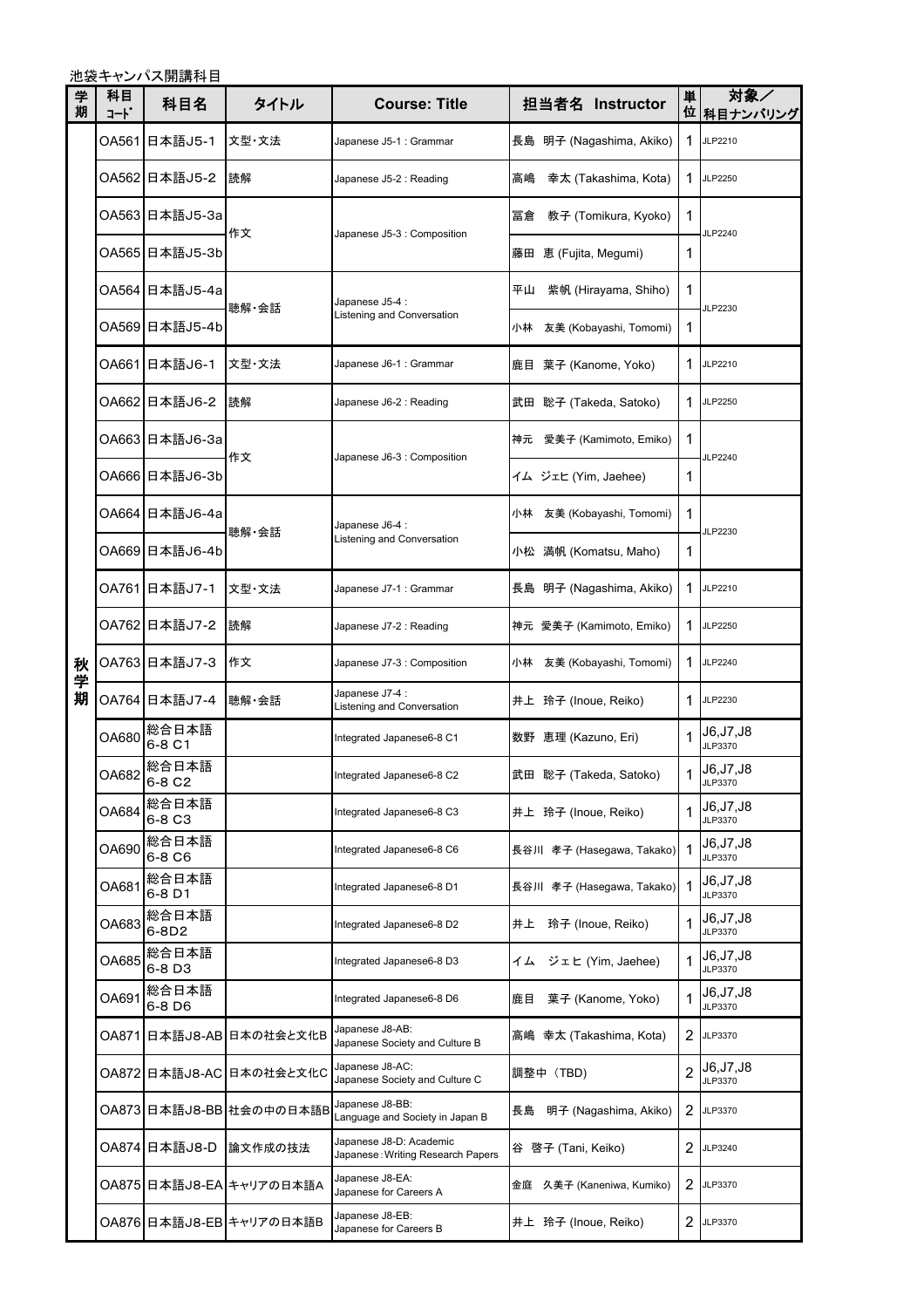池袋キャンパス開講科目

| 学期 | 科目ｺｰﾄﾞ | 科目名 | タイトル | Course: Title | 担当者名 Instructor | 単位 | 対象／科目ナンバリング |
|---|---|---|---|---|---|---|---|
| 秋学期 | OA561 | 日本語J5-1 | 文型・文法 | Japanese J5-1 : Grammar | 長島 明子 (Nagashima, Akiko) | 1 | JLP2210 |
| | OA562 | 日本語J5-2 | 読解 | Japanese J5-2 : Reading | 高嶋　幸太 (Takashima, Kota) | 1 | JLP2250 |
| | OA563 | 日本語J5-3a | 作文 | Japanese J5-3 : Composition | 冨倉　教子 (Tomikura, Kyoko) | 1 | JLP2240 |
| | OA565 | 日本語J5-3b | | | 藤田 恵 (Fujita, Megumi) | 1 | |
| | OA564 | 日本語J5-4a | 聴解・会話 | Japanese J5-4 : Listening and Conversation | 平山　紫帆 (Hirayama, Shiho) | 1 | JLP2230 |
| | OA569 | 日本語J5-4b | | | 小林　友美 (Kobayashi, Tomomi) | 1 | |
| | OA661 | 日本語J6-1 | 文型・文法 | Japanese J6-1 : Grammar | 鹿目 葉子 (Kanome, Yoko) | 1 | JLP2210 |
| | OA662 | 日本語J6-2 | 読解 | Japanese J6-2 : Reading | 武田 聡子 (Takeda, Satoko) | 1 | JLP2250 |
| | OA663 | 日本語J6-3a | 作文 | Japanese J6-3 : Composition | 神元　愛美子 (Kamimoto, Emiko) | 1 | JLP2240 |
| | OA666 | 日本語J6-3b | | | イム ジェヒ (Yim, Jaehee) | 1 | |
| | OA664 | 日本語J6-4a | 聴解・会話 | Japanese J6-4 : Listening and Conversation | 小林　友美 (Kobayashi, Tomomi) | 1 | JLP2230 |
| | OA669 | 日本語J6-4b | | | 小松 満帆 (Komatsu, Maho) | 1 | |
| | OA761 | 日本語J7-1 | 文型・文法 | Japanese J7-1 : Grammar | 長島 明子 (Nagashima, Akiko) | 1 | JLP2210 |
| | OA762 | 日本語J7-2 | 読解 | Japanese J7-2 : Reading | 神元 愛美子 (Kamimoto, Emiko) | 1 | JLP2250 |
| | OA763 | 日本語J7-3 | 作文 | Japanese J7-3 : Composition | 小林　友美 (Kobayashi, Tomomi) | 1 | JLP2240 |
| | OA764 | 日本語J7-4 | 聴解・会話 | Japanese J7-4 : Listening and Conversation | 井上 玲子 (Inoue, Reiko) | 1 | JLP2230 |
| | OA680 | 総合日本語6-8 C1 | | Integrated Japanese6-8 C1 | 数野 恵理 (Kazuno, Eri) | 1 | J6,J7,J8 JLP3370 |
| | OA682 | 総合日本語6-8 C2 | | Integrated Japanese6-8 C2 | 武田 聡子 (Takeda, Satoko) | 1 | J6,J7,J8 JLP3370 |
| | OA684 | 総合日本語6-8 C3 | | Integrated Japanese6-8 C3 | 井上 玲子 (Inoue, Reiko) | 1 | J6,J7,J8 JLP3370 |
| | OA690 | 総合日本語6-8 C6 | | Integrated Japanese6-8 C6 | 長谷川 孝子 (Hasegawa, Takako) | 1 | J6,J7,J8 JLP3370 |
| | OA681 | 総合日本語6-8 D1 | | Integrated Japanese6-8 D1 | 長谷川 孝子 (Hasegawa, Takako) | 1 | J6,J7,J8 JLP3370 |
| | OA683 | 総合日本語6-8D2 | | Integrated Japanese6-8 D2 | 井上　玲子 (Inoue, Reiko) | 1 | J6,J7,J8 JLP3370 |
| | OA685 | 総合日本語6-8 D3 | | Integrated Japanese6-8 D3 | イム　ジェヒ (Yim, Jaehee) | 1 | J6,J7,J8 JLP3370 |
| | OA691 | 総合日本語6-8 D6 | | Integrated Japanese6-8 D6 | 鹿目　葉子 (Kanome, Yoko) | 1 | J6,J7,J8 JLP3370 |
| | OA871 | 日本語J8-AB | 日本の社会と文化B | Japanese J8-AB: Japanese Society and Culture B | 高嶋 幸太 (Takashima, Kota) | 2 | JLP3370 |
| | OA872 | 日本語J8-AC | 日本の社会と文化C | Japanese J8-AC: Japanese Society and Culture C | 調整中（TBD) | 2 | J6,J7,J8 JLP3370 |
| | OA873 | 日本語J8-BB | 社会の中の日本語B | Japanese J8-BB: Language and Society in Japan B | 長島　明子 (Nagashima, Akiko) | 2 | JLP3370 |
| | OA874 | 日本語J8-D | 論文作成の技法 | Japanese J8-D: Academic Japanese : Writing Research Papers | 谷 啓子 (Tani, Keiko) | 2 | JLP3240 |
| | OA875 | 日本語J8-EA | キャリアの日本語A | Japanese J8-EA: Japanese for Careers A | 金庭　久美子 (Kaneniwa, Kumiko) | 2 | JLP3370 |
| | OA876 | 日本語J8-EB | キャリアの日本語B | Japanese J8-EB: Japanese for Careers B | 井上 玲子 (Inoue, Reiko) | 2 | JLP3370 |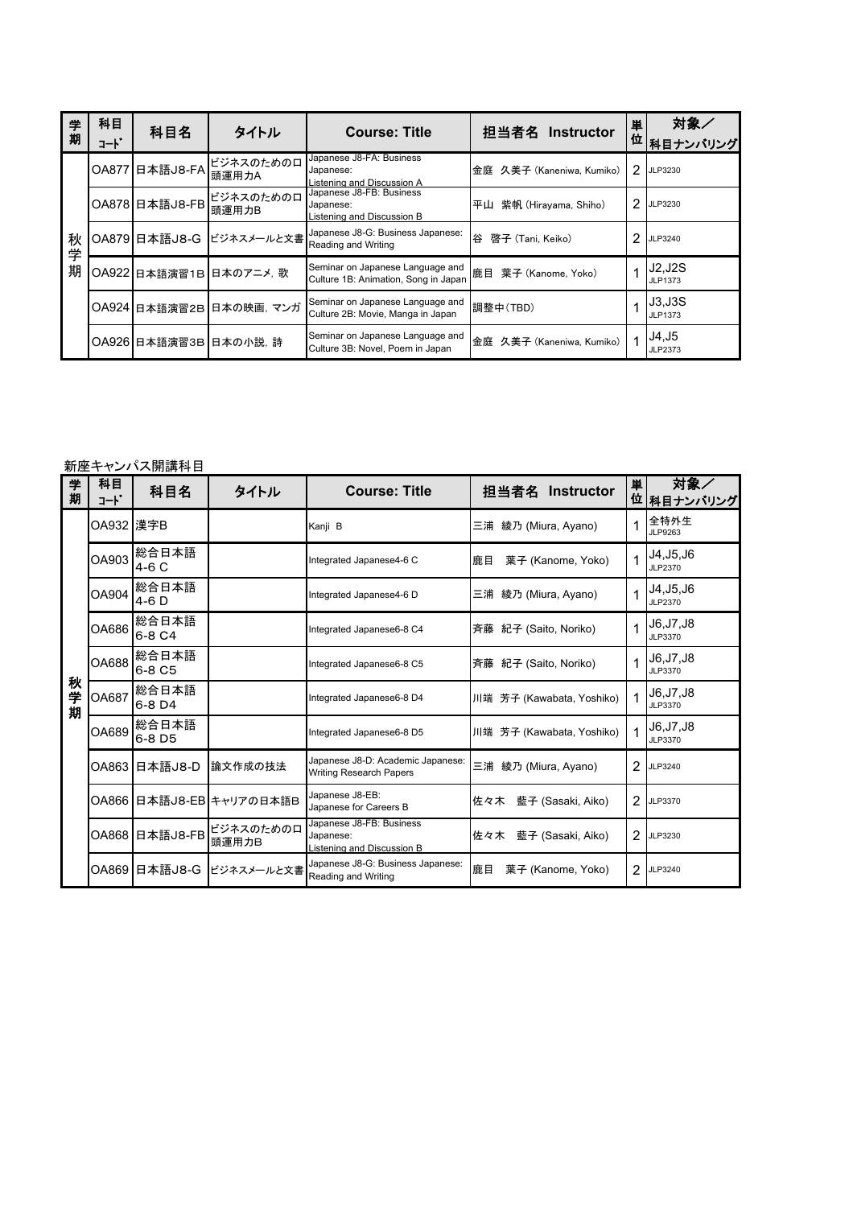| 学期 | 科目コード | 科目名 | タイトル | Course: Title | 担当者名 Instructor | 単位 | 対象／科目ナンバリング |
|---|---|---|---|---|---|---|---|
| 秋学期 | OA877 | 日本語J8-FA | ビジネスのための口頭運用力A | Japanese J8-FA: Business Japanese: Listening and Discussion A | 金庭 久美子 (Kaneniwa, Kumiko) | 2 | JLP3230 |
| | OA878 | 日本語J8-FB | ビジネスのための口頭運用力B | Japanese J8-FB: Business Japanese: Listening and Discussion B | 平山 紫帆 (Hirayama, Shiho) | 2 | JLP3230 |
| | OA879 | 日本語J8-G | ビジネスメールと文書 | Japanese J8-G: Business Japanese: Reading and Writing | 谷 啓子 (Tani, Keiko) | 2 | JLP3240 |
| | OA922 | 日本語演習1B | 日本のアニメ，歌 | Seminar on Japanese Language and Culture 1B: Animation, Song in Japan | 鹿目 葉子 (Kanome, Yoko) | 1 | J2,J2S JLP1373 |
| | OA924 | 日本語演習2B | 日本の映画，マンガ | Seminar on Japanese Language and Culture 2B: Movie, Manga in Japan | 調整中(TBD) | 1 | J3,J3S JLP1373 |
| | OA926 | 日本語演習3B | 日本の小説，詩 | Seminar on Japanese Language and Culture 3B: Novel, Poem in Japan | 金庭 久美子 (Kaneniwa, Kumiko) | 1 | J4,J5 JLP2373 |

新座キャンパス開講科目

| 学期 | 科目コード | 科目名 | タイトル | Course: Title | 担当者名 Instructor | 単位 | 対象／科目ナンバリング |
|---|---|---|---|---|---|---|---|
| 秋学期 | OA932 | 漢字B | | Kanji B | 三浦 綾乃 (Miura, Ayano) | 1 | 全特外生 JLP9263 |
| | OA903 | 総合日本語4-6 C | | Integrated Japanese4-6 C | 鹿目 葉子 (Kanome, Yoko) | 1 | J4,J5,J6 JLP2370 |
| | OA904 | 総合日本語4-6 D | | Integrated Japanese4-6 D | 三浦 綾乃 (Miura, Ayano) | 1 | J4,J5,J6 JLP2370 |
| | OA686 | 総合日本語6-8 C4 | | Integrated Japanese6-8 C4 | 斉藤 紀子 (Saito, Noriko) | 1 | J6,J7,J8 JLP3370 |
| | OA688 | 総合日本語6-8 C5 | | Integrated Japanese6-8 C5 | 斉藤 紀子 (Saito, Noriko) | 1 | J6,J7,J8 JLP3370 |
| | OA687 | 総合日本語6-8 D4 | | Integrated Japanese6-8 D4 | 川端 芳子 (Kawabata, Yoshiko) | 1 | J6,J7,J8 JLP3370 |
| | OA689 | 総合日本語6-8 D5 | | Integrated Japanese6-8 D5 | 川端 芳子 (Kawabata, Yoshiko) | 1 | J6,J7,J8 JLP3370 |
| | OA863 | 日本語J8-D | 論文作成の技法 | Japanese J8-D: Academic Japanese: Writing Research Papers | 三浦 綾乃 (Miura, Ayano) | 2 | JLP3240 |
| | OA866 | 日本語J8-EB | キャリアの日本語B | Japanese J8-EB: Japanese for Careers B | 佐々木 藍子 (Sasaki, Aiko) | 2 | JLP3370 |
| | OA868 | 日本語J8-FB | ビジネスのための口頭運用力B | Japanese J8-FB: Business Japanese: Listening and Discussion B | 佐々木 藍子 (Sasaki, Aiko) | 2 | JLP3230 |
| | OA869 | 日本語J8-G | ビジネスメールと文書 | Japanese J8-G: Business Japanese: Reading and Writing | 鹿目 葉子 (Kanome, Yoko) | 2 | JLP3240 |